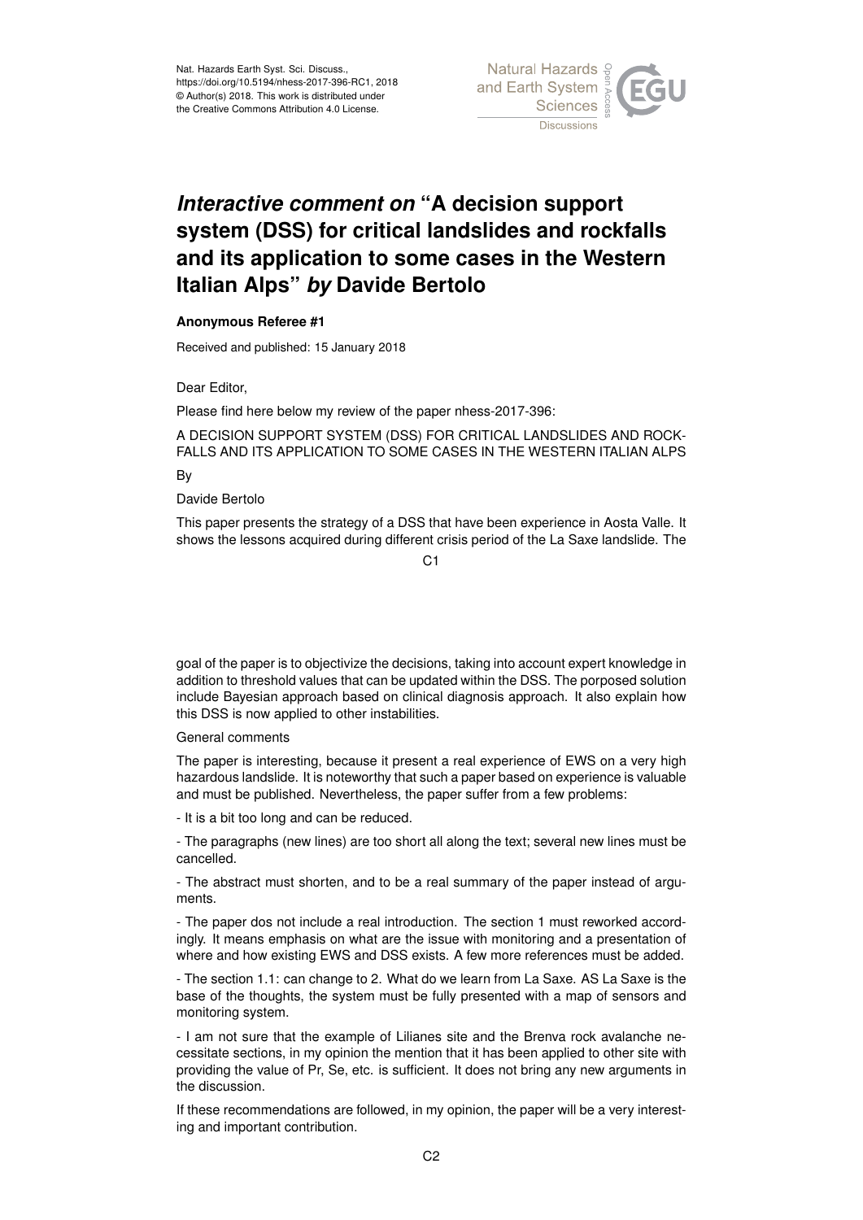Nat. Hazards Earth Syst. Sci. Discuss.,
https://doi.org/10.5194/nhess-2017-396-RC1, 2018
© Author(s) 2018. This work is distributed under
the Creative Commons Attribution 4.0 License.

# *Interactive comment on* "A decision support system (DSS) for critical landslides and rockfalls and its application to some cases in the Western Italian Alps" *by* Davide Bertolo

**Anonymous Referee #1**

Received and published: 15 January 2018

Dear Editor,

Please find here below my review of the paper nhess-2017-396:

A DECISION SUPPORT SYSTEM (DSS) FOR CRITICAL LANDSLIDES AND ROCKFALLS AND ITS APPLICATION TO SOME CASES IN THE WESTERN ITALIAN ALPS

By

Davide Bertolo

This paper presents the strategy of a DSS that have been experience in Aosta Valle. It shows the lessons acquired during different crisis period of the La Saxe landslide. The goal of the paper is to objectivize the decisions, taking into account expert knowledge in addition to threshold values that can be updated within the DSS. The porposed solution include Bayesian approach based on clinical diagnosis approach. It also explain how this DSS is now applied to other instabilities.

General comments

The paper is interesting, because it present a real experience of EWS on a very high hazardous landslide. It is noteworthy that such a paper based on experience is valuable and must be published. Nevertheless, the paper suffer from a few problems:

- It is a bit too long and can be reduced.

- The paragraphs (new lines) are too short all along the text; several new lines must be cancelled.

- The abstract must shorten, and to be a real summary of the paper instead of arguments.

- The paper dos not include a real introduction. The section 1 must reworked accordingly. It means emphasis on what are the issue with monitoring and a presentation of where and how existing EWS and DSS exists. A few more references must be added.

- The section 1.1: can change to 2. What do we learn from La Saxe. AS La Saxe is the base of the thoughts, the system must be fully presented with a map of sensors and monitoring system.

- I am not sure that the example of Lilianes site and the Brenva rock avalanche necessitate sections, in my opinion the mention that it has been applied to other site with providing the value of Pr, Se, etc. is sufficient. It does not bring any new arguments in the discussion.

If these recommendations are followed, in my opinion, the paper will be a very interesting and important contribution.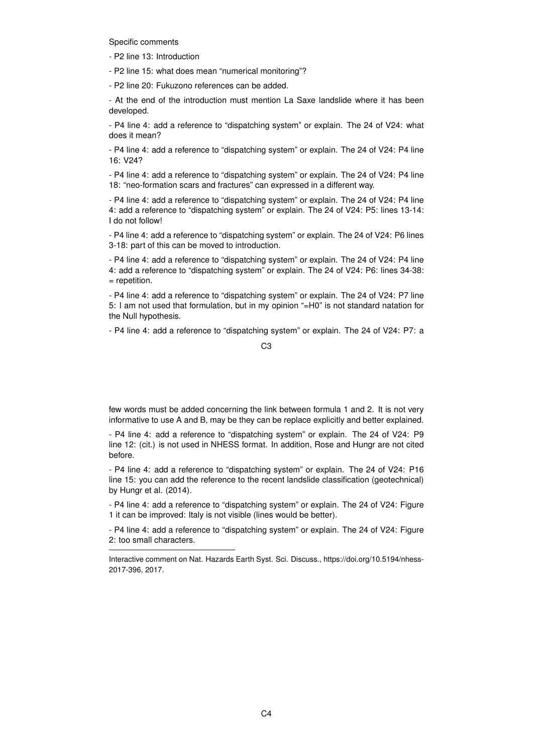Specific comments

- P2 line 13: Introduction

- P2 line 15: what does mean “numerical monitoring”?

- P2 line 20: Fukuzono references can be added.

- At the end of the introduction must mention La Saxe landslide where it has been developed.

- P4 line 4: add a reference to “dispatching system” or explain. The 24 of V24: what does it mean?

- P4 line 4: add a reference to “dispatching system” or explain. The 24 of V24: P4 line 16: V24?

- P4 line 4: add a reference to “dispatching system” or explain. The 24 of V24: P4 line 18: “neo-formation scars and fractures” can expressed in a different way.

- P4 line 4: add a reference to “dispatching system” or explain. The 24 of V24: P4 line 4: add a reference to “dispatching system” or explain. The 24 of V24: P5: lines 13-14: I do not follow!

- P4 line 4: add a reference to “dispatching system” or explain. The 24 of V24: P6 lines 3-18: part of this can be moved to introduction.

- P4 line 4: add a reference to “dispatching system” or explain. The 24 of V24: P4 line 4: add a reference to “dispatching system” or explain. The 24 of V24: P6: lines 34-38: = repetition.

- P4 line 4: add a reference to “dispatching system” or explain. The 24 of V24: P7 line 5: I am not used that formulation, but in my opinion “=H0” is not standard natation for the Null hypothesis.

- P4 line 4: add a reference to “dispatching system” or explain. The 24 of V24: P7: a few words must be added concerning the link between formula 1 and 2. It is not very informative to use A and B, may be they can be replace explicitly and better explained.

- P4 line 4: add a reference to “dispatching system” or explain. The 24 of V24: P9 line 12: (cit.) is not used in NHESS format. In addition, Rose and Hungr are not cited before.

- P4 line 4: add a reference to “dispatching system” or explain. The 24 of V24: P16 line 15: you can add the reference to the recent landslide classification (geotechnical) by Hungr et al. (2014).

- P4 line 4: add a reference to “dispatching system” or explain. The 24 of V24: Figure 1 it can be improved: Italy is not visible (lines would be better).

- P4 line 4: add a reference to “dispatching system” or explain. The 24 of V24: Figure 2: too small characters.

---

Interactive comment on Nat. Hazards Earth Syst. Sci. Discuss., https://doi.org/10.5194/nhess-2017-396, 2017.